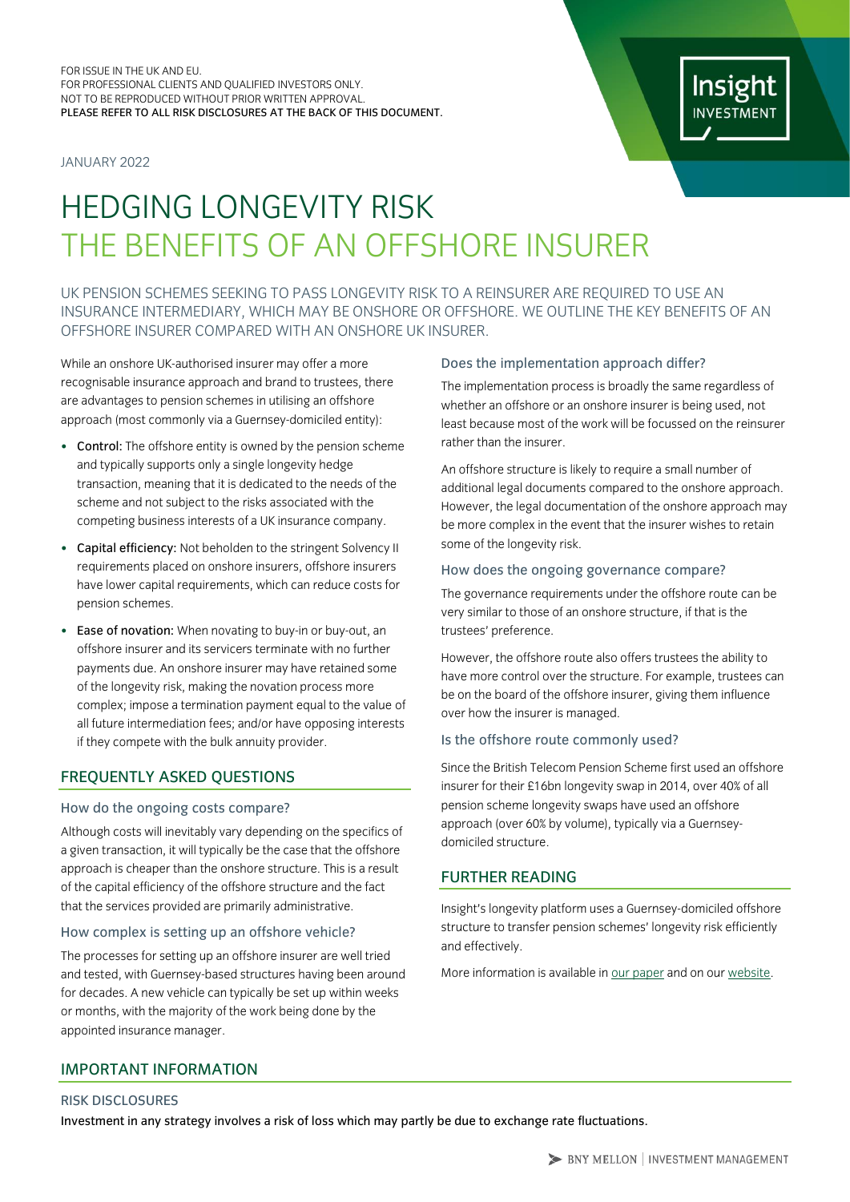FOR ISSUE IN THE UK AND EU.
FOR PROFESSIONAL CLIENTS AND QUALIFIED INVESTORS ONLY.
NOT TO BE REPRODUCED WITHOUT PRIOR WRITTEN APPROVAL.
PLEASE REFER TO ALL RISK DISCLOSURES AT THE BACK OF THIS DOCUMENT.

JANUARY 2022

# HEDGING LONGEVITY RISK
# THE BENEFITS OF AN OFFSHORE INSURER

UK PENSION SCHEMES SEEKING TO PASS LONGEVITY RISK TO A REINSURER ARE REQUIRED TO USE AN INSURANCE INTERMEDIARY, WHICH MAY BE ONSHORE OR OFFSHORE. WE OUTLINE THE KEY BENEFITS OF AN OFFSHORE INSURER COMPARED WITH AN ONSHORE UK INSURER.

While an onshore UK-authorised insurer may offer a more recognisable insurance approach and brand to trustees, there are advantages to pension schemes in utilising an offshore approach (most commonly via a Guernsey-domiciled entity):

- **Control:** The offshore entity is owned by the pension scheme and typically supports only a single longevity hedge transaction, meaning that it is dedicated to the needs of the scheme and not subject to the risks associated with the competing business interests of a UK insurance company.
- **Capital efficiency:** Not beholden to the stringent Solvency II requirements placed on onshore insurers, offshore insurers have lower capital requirements, which can reduce costs for pension schemes.
- **Ease of novation:** When novating to buy-in or buy-out, an offshore insurer and its servicers terminate with no further payments due. An onshore insurer may have retained some of the longevity risk, making the novation process more complex; impose a termination payment equal to the value of all future intermediation fees; and/or have opposing interests if they compete with the bulk annuity provider.

## FREQUENTLY ASKED QUESTIONS

### How do the ongoing costs compare?

Although costs will inevitably vary depending on the specifics of a given transaction, it will typically be the case that the offshore approach is cheaper than the onshore structure. This is a result of the capital efficiency of the offshore structure and the fact that the services provided are primarily administrative.

### How complex is setting up an offshore vehicle?

The processes for setting up an offshore insurer are well tried and tested, with Guernsey-based structures having been around for decades. A new vehicle can typically be set up within weeks or months, with the majority of the work being done by the appointed insurance manager.

### Does the implementation approach differ?

The implementation process is broadly the same regardless of whether an offshore or an onshore insurer is being used, not least because most of the work will be focussed on the reinsurer rather than the insurer.

An offshore structure is likely to require a small number of additional legal documents compared to the onshore approach. However, the legal documentation of the onshore approach may be more complex in the event that the insurer wishes to retain some of the longevity risk.

### How does the ongoing governance compare?

The governance requirements under the offshore route can be very similar to those of an onshore structure, if that is the trustees' preference.

However, the offshore route also offers trustees the ability to have more control over the structure. For example, trustees can be on the board of the offshore insurer, giving them influence over how the insurer is managed.

### Is the offshore route commonly used?

Since the British Telecom Pension Scheme first used an offshore insurer for their £16bn longevity swap in 2014, over 40% of all pension scheme longevity swaps have used an offshore approach (over 60% by volume), typically via a Guernsey-domiciled structure.

## FURTHER READING

Insight's longevity platform uses a Guernsey-domiciled offshore structure to transfer pension schemes' longevity risk efficiently and effectively.

More information is available in our paper and on our website.

## IMPORTANT INFORMATION

### RISK DISCLOSURES

Investment in any strategy involves a risk of loss which may partly be due to exchange rate fluctuations.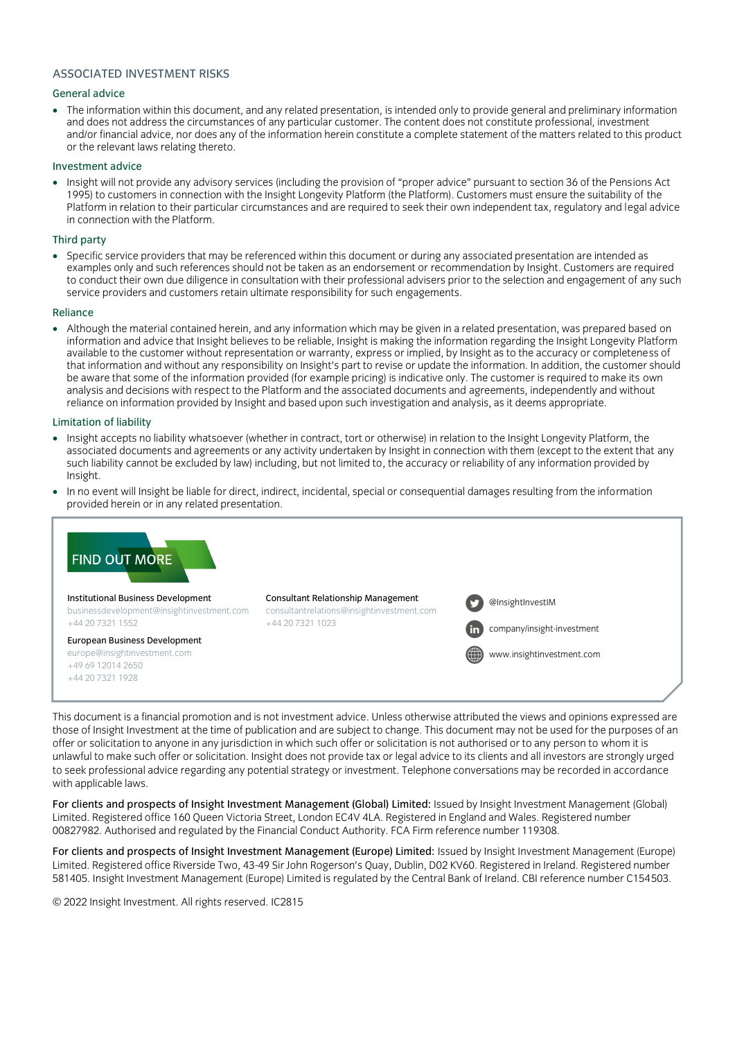## ASSOCIATED INVESTMENT RISKS

### General advice

- The information within this document, and any related presentation, is intended only to provide general and preliminary information and does not address the circumstances of any particular customer. The content does not constitute professional, investment and/or financial advice, nor does any of the information herein constitute a complete statement of the matters related to this product or the relevant laws relating thereto.

### Investment advice

- Insight will not provide any advisory services (including the provision of "proper advice" pursuant to section 36 of the Pensions Act 1995) to customers in connection with the Insight Longevity Platform (the Platform). Customers must ensure the suitability of the Platform in relation to their particular circumstances and are required to seek their own independent tax, regulatory and legal advice in connection with the Platform.

### Third party

- Specific service providers that may be referenced within this document or during any associated presentation are intended as examples only and such references should not be taken as an endorsement or recommendation by Insight. Customers are required to conduct their own due diligence in consultation with their professional advisers prior to the selection and engagement of any such service providers and customers retain ultimate responsibility for such engagements.

### Reliance

- Although the material contained herein, and any information which may be given in a related presentation, was prepared based on information and advice that Insight believes to be reliable, Insight is making the information regarding the Insight Longevity Platform available to the customer without representation or warranty, express or implied, by Insight as to the accuracy or completeness of that information and without any responsibility on Insight's part to revise or update the information. In addition, the customer should be aware that some of the information provided (for example pricing) is indicative only. The customer is required to make its own analysis and decisions with respect to the Platform and the associated documents and agreements, independently and without reliance on information provided by Insight and based upon such investigation and analysis, as it deems appropriate.

### Limitation of liability

- Insight accepts no liability whatsoever (whether in contract, tort or otherwise) in relation to the Insight Longevity Platform, the associated documents and agreements or any activity undertaken by Insight in connection with them (except to the extent that any such liability cannot be excluded by law) including, but not limited to, the accuracy or reliability of any information provided by Insight.
- In no event will Insight be liable for direct, indirect, incidental, special or consequential damages resulting from the information provided herein or in any related presentation.

## FIND OUT MORE

**Institutional Business Development**
businessdevelopment@insightinvestment.com
+44 20 7321 1552

**European Business Development**
europe@insightinvestment.com
+49 69 12014 2650
+44 20 7321 1928

**Consultant Relationship Management**
consultantrelations@insightinvestment.com
+44 20 7321 1023

@InsightInvestIM
company/insight-investment
www.insightinvestment.com

This document is a financial promotion and is not investment advice. Unless otherwise attributed the views and opinions expressed are those of Insight Investment at the time of publication and are subject to change. This document may not be used for the purposes of an offer or solicitation to anyone in any jurisdiction in which such offer or solicitation is not authorised or to any person to whom it is unlawful to make such offer or solicitation. Insight does not provide tax or legal advice to its clients and all investors are strongly urged to seek professional advice regarding any potential strategy or investment. Telephone conversations may be recorded in accordance with applicable laws.

**For clients and prospects of Insight Investment Management (Global) Limited:** Issued by Insight Investment Management (Global) Limited. Registered office 160 Queen Victoria Street, London EC4V 4LA. Registered in England and Wales. Registered number 00827982. Authorised and regulated by the Financial Conduct Authority. FCA Firm reference number 119308.

**For clients and prospects of Insight Investment Management (Europe) Limited:** Issued by Insight Investment Management (Europe) Limited. Registered office Riverside Two, 43-49 Sir John Rogerson's Quay, Dublin, D02 KV60. Registered in Ireland. Registered number 581405. Insight Investment Management (Europe) Limited is regulated by the Central Bank of Ireland. CBI reference number C154503.

© 2022 Insight Investment. All rights reserved. IC2815